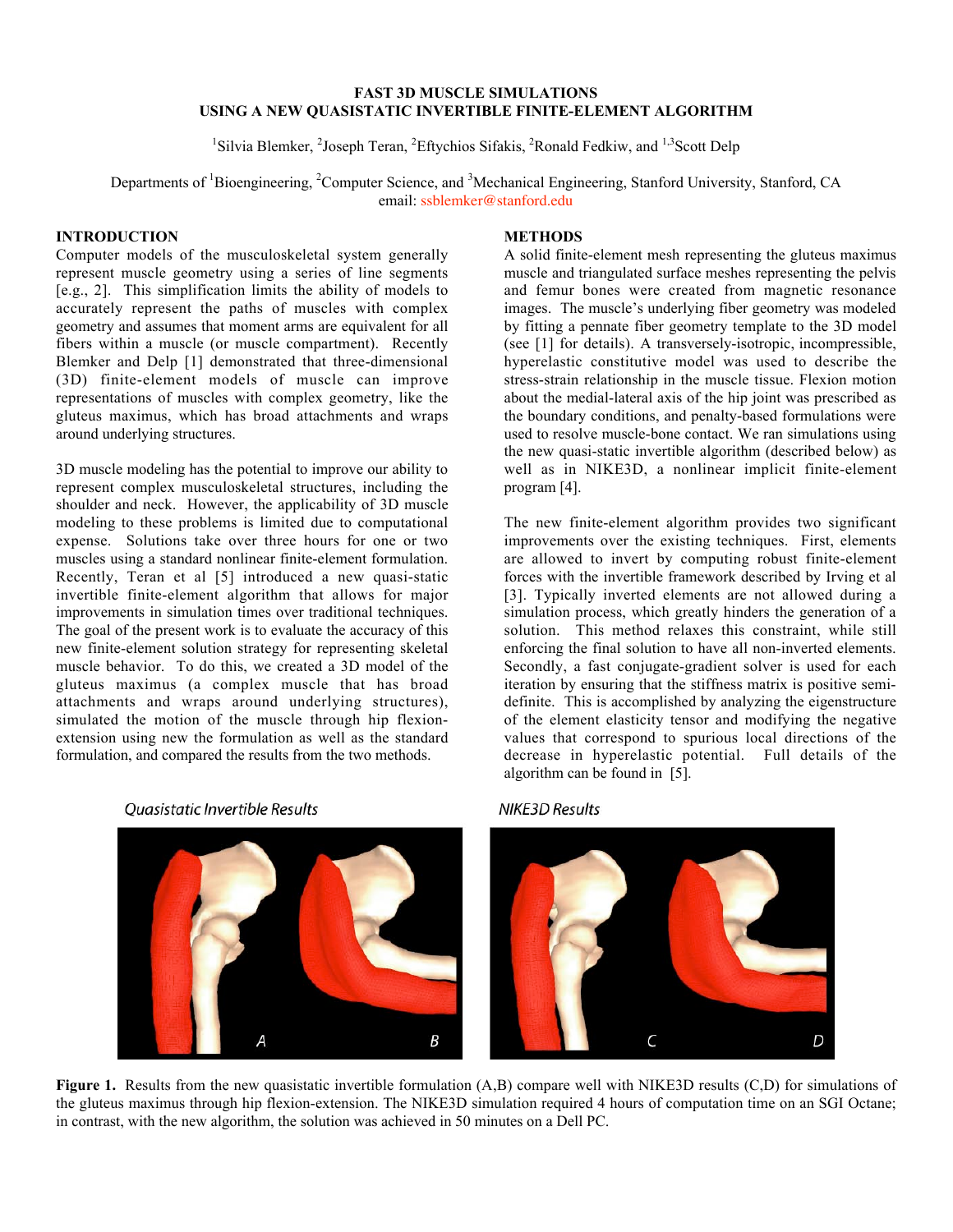# FAST 3D MUSCLE SIMULATIONS USING A NEW QUASISTATIC INVERTIBLE FINITE-ELEMENT ALGORITHM

[1]Silvia Blemker, [2]Joseph Teran, [2]Eftychios Sifakis, [2]Ronald Fedkiw, and [1,3]Scott Delp

Departments of [1]Bioengineering, [2]Computer Science, and [3]Mechanical Engineering, Stanford University, Stanford, CA
email: ssblemker@stanford.edu

## INTRODUCTION

Computer models of the musculoskeletal system generally represent muscle geometry using a series of line segments [e.g., 2]. This simplification limits the ability of models to accurately represent the paths of muscles with complex geometry and assumes that moment arms are equivalent for all fibers within a muscle (or muscle compartment). Recently Blemker and Delp [1] demonstrated that three-dimensional (3D) finite-element models of muscle can improve representations of muscles with complex geometry, like the gluteus maximus, which has broad attachments and wraps around underlying structures.

3D muscle modeling has the potential to improve our ability to represent complex musculoskeletal structures, including the shoulder and neck. However, the applicability of 3D muscle modeling to these problems is limited due to computational expense. Solutions take over three hours for one or two muscles using a standard nonlinear finite-element formulation. Recently, Teran et al [5] introduced a new quasi-static invertible finite-element algorithm that allows for major improvements in simulation times over traditional techniques. The goal of the present work is to evaluate the accuracy of this new finite-element solution strategy for representing skeletal muscle behavior. To do this, we created a 3D model of the gluteus maximus (a complex muscle that has broad attachments and wraps around underlying structures), simulated the motion of the muscle through hip flexion-extension using new the formulation as well as the standard formulation, and compared the results from the two methods.

## METHODS

A solid finite-element mesh representing the gluteus maximus muscle and triangulated surface meshes representing the pelvis and femur bones were created from magnetic resonance images. The muscle's underlying fiber geometry was modeled by fitting a pennate fiber geometry template to the 3D model (see [1] for details). A transversely-isotropic, incompressible, hyperelastic constitutive model was used to describe the stress-strain relationship in the muscle tissue. Flexion motion about the medial-lateral axis of the hip joint was prescribed as the boundary conditions, and penalty-based formulations were used to resolve muscle-bone contact. We ran simulations using the new quasi-static invertible algorithm (described below) as well as in NIKE3D, a nonlinear implicit finite-element program [4].

The new finite-element algorithm provides two significant improvements over the existing techniques. First, elements are allowed to invert by computing robust finite-element forces with the invertible framework described by Irving et al [3]. Typically inverted elements are not allowed during a simulation process, which greatly hinders the generation of a solution. This method relaxes this constraint, while still enforcing the final solution to have all non-inverted elements. Secondly, a fast conjugate-gradient solver is used for each iteration by ensuring that the stiffness matrix is positive semi-definite. This is accomplished by analyzing the eigenstructure of the element elasticity tensor and modifying the negative values that correspond to spurious local directions of the decrease in hyperelastic potential. Full details of the algorithm can be found in [5].

*Quasistatic Invertible Results* — *NIKE3D Results*

**Figure 1.** Results from the new quasistatic invertible formulation (A,B) compare well with NIKE3D results (C,D) for simulations of the gluteus maximus through hip flexion-extension. The NIKE3D simulation required 4 hours of computation time on an SGI Octane; in contrast, with the new algorithm, the solution was achieved in 50 minutes on a Dell PC.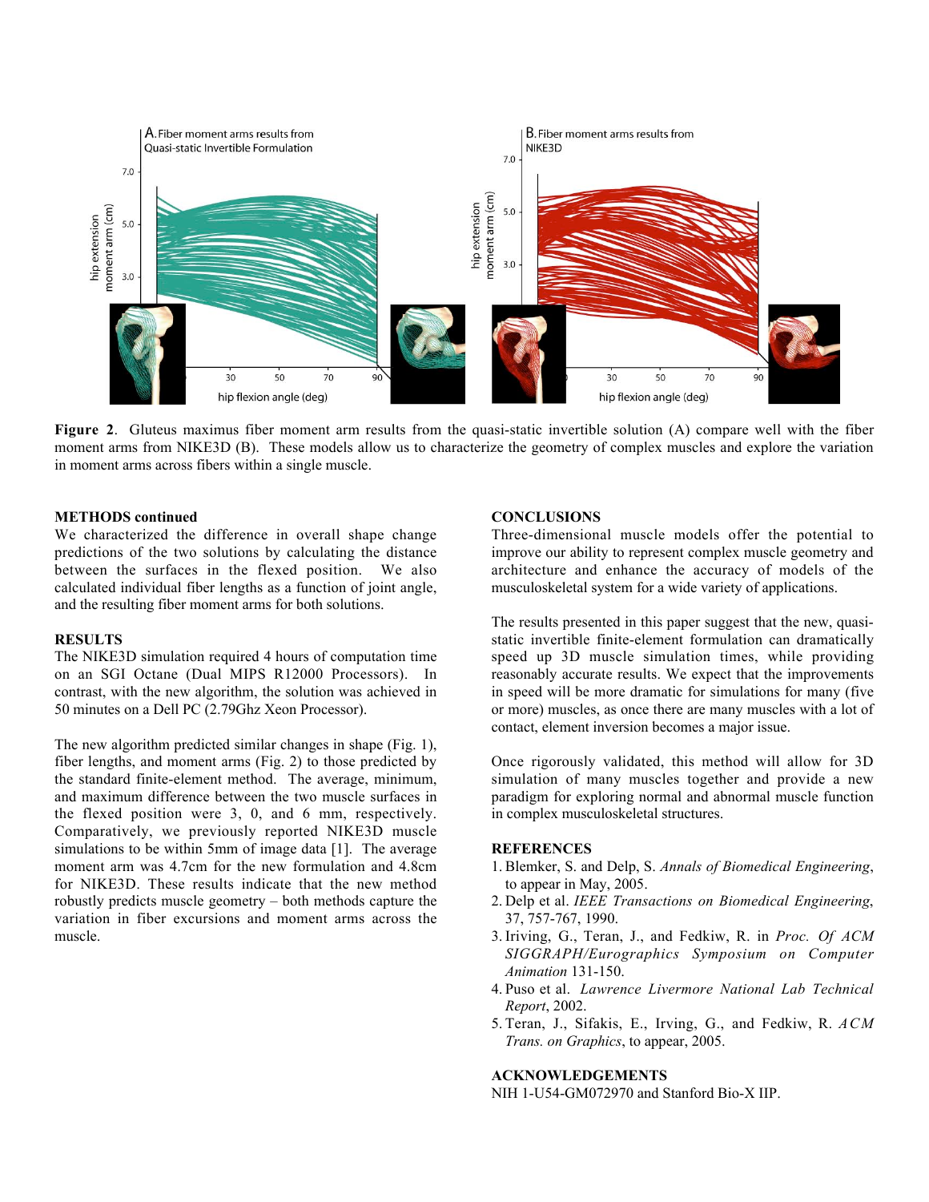A. Fiber moment arms results from Quasi-static Invertible Formulation

hip extension moment arm (cm)

7.0

5.0

3.0

30 50 70 90

hip flexion angle (deg)

B. Fiber moment arms results from NIKE3D

hip extension moment arm (cm)

7.0

5.0

3.0

30 50 70 90

hip flexion angle (deg)

**Figure 2**. Gluteus maximus fiber moment arm results from the quasi-static invertible solution (A) compare well with the fiber moment arms from NIKE3D (B). These models allow us to characterize the geometry of complex muscles and explore the variation in moment arms across fibers within a single muscle.

## METHODS continued

We characterized the difference in overall shape change predictions of the two solutions by calculating the distance between the surfaces in the flexed position. We also calculated individual fiber lengths as a function of joint angle, and the resulting fiber moment arms for both solutions.

## RESULTS

The NIKE3D simulation required 4 hours of computation time on an SGI Octane (Dual MIPS R12000 Processors). In contrast, with the new algorithm, the solution was achieved in 50 minutes on a Dell PC (2.79Ghz Xeon Processor).

The new algorithm predicted similar changes in shape (Fig. 1), fiber lengths, and moment arms (Fig. 2) to those predicted by the standard finite-element method. The average, minimum, and maximum difference between the two muscle surfaces in the flexed position were 3, 0, and 6 mm, respectively. Comparatively, we previously reported NIKE3D muscle simulations to be within 5mm of image data [1]. The average moment arm was 4.7cm for the new formulation and 4.8cm for NIKE3D. These results indicate that the new method robustly predicts muscle geometry – both methods capture the variation in fiber excursions and moment arms across the muscle.

## CONCLUSIONS

Three-dimensional muscle models offer the potential to improve our ability to represent complex muscle geometry and architecture and enhance the accuracy of models of the musculoskeletal system for a wide variety of applications.

The results presented in this paper suggest that the new, quasi-static invertible finite-element formulation can dramatically speed up 3D muscle simulation times, while providing reasonably accurate results. We expect that the improvements in speed will be more dramatic for simulations for many (five or more) muscles, as once there are many muscles with a lot of contact, element inversion becomes a major issue.

Once rigorously validated, this method will allow for 3D simulation of many muscles together and provide a new paradigm for exploring normal and abnormal muscle function in complex musculoskeletal structures.

## REFERENCES

1. Blemker, S. and Delp, S. *Annals of Biomedical Engineering*, to appear in May, 2005.
2. Delp et al. *IEEE Transactions on Biomedical Engineering*, 37, 757-767, 1990.
3. Iriving, G., Teran, J., and Fedkiw, R. in *Proc. Of ACM SIGGRAPH/Eurographics Symposium on Computer Animation* 131-150.
4. Puso et al. *Lawrence Livermore National Lab Technical Report*, 2002.
5. Teran, J., Sifakis, E., Irving, G., and Fedkiw, R. *ACM Trans. on Graphics*, to appear, 2005.

## ACKNOWLEDGEMENTS

NIH 1-U54-GM072970 and Stanford Bio-X IIP.